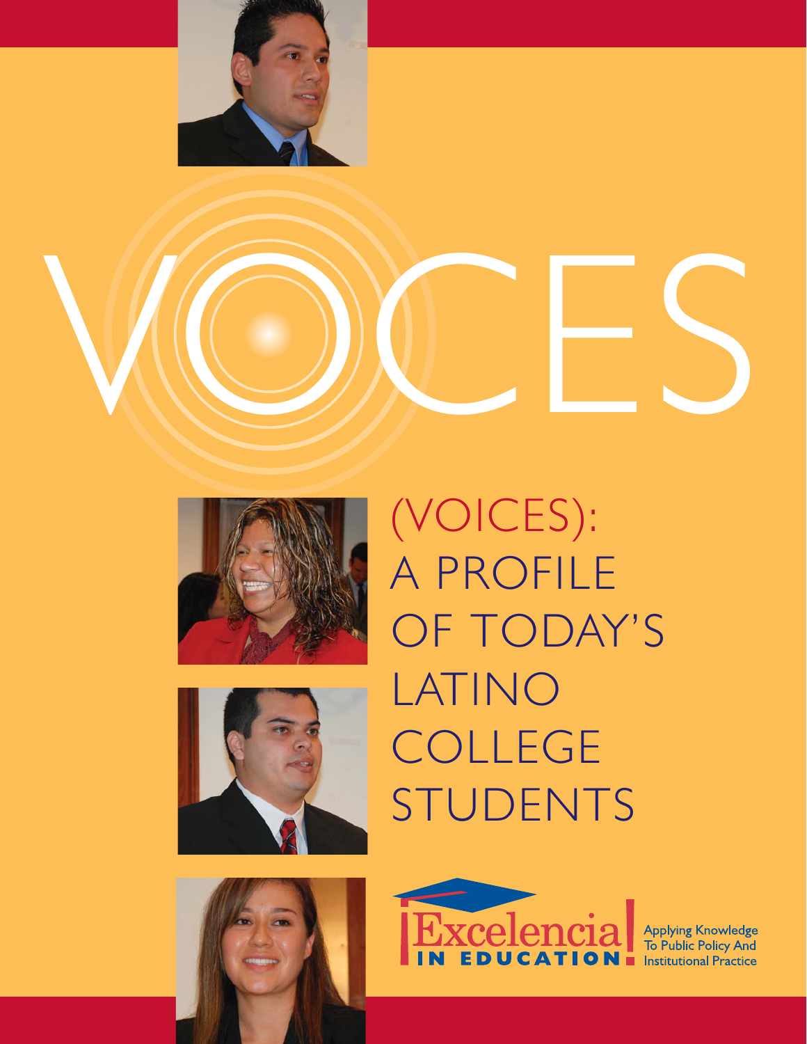# VOCES

## (VOICES): A PROFILE OF TODAY'S LATINO COLLEGE STUDENTS

¡Excelencia IN EDUCATION!

Applying Knowledge To Public Policy And Institutional Practice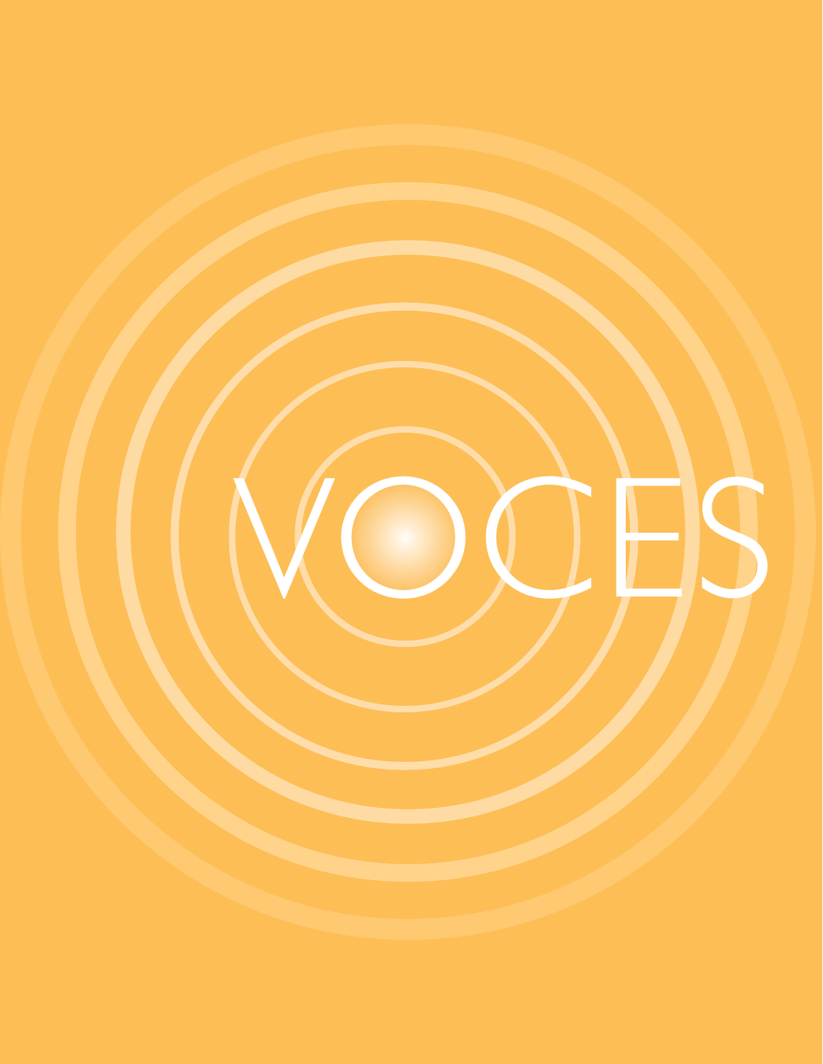# VOCES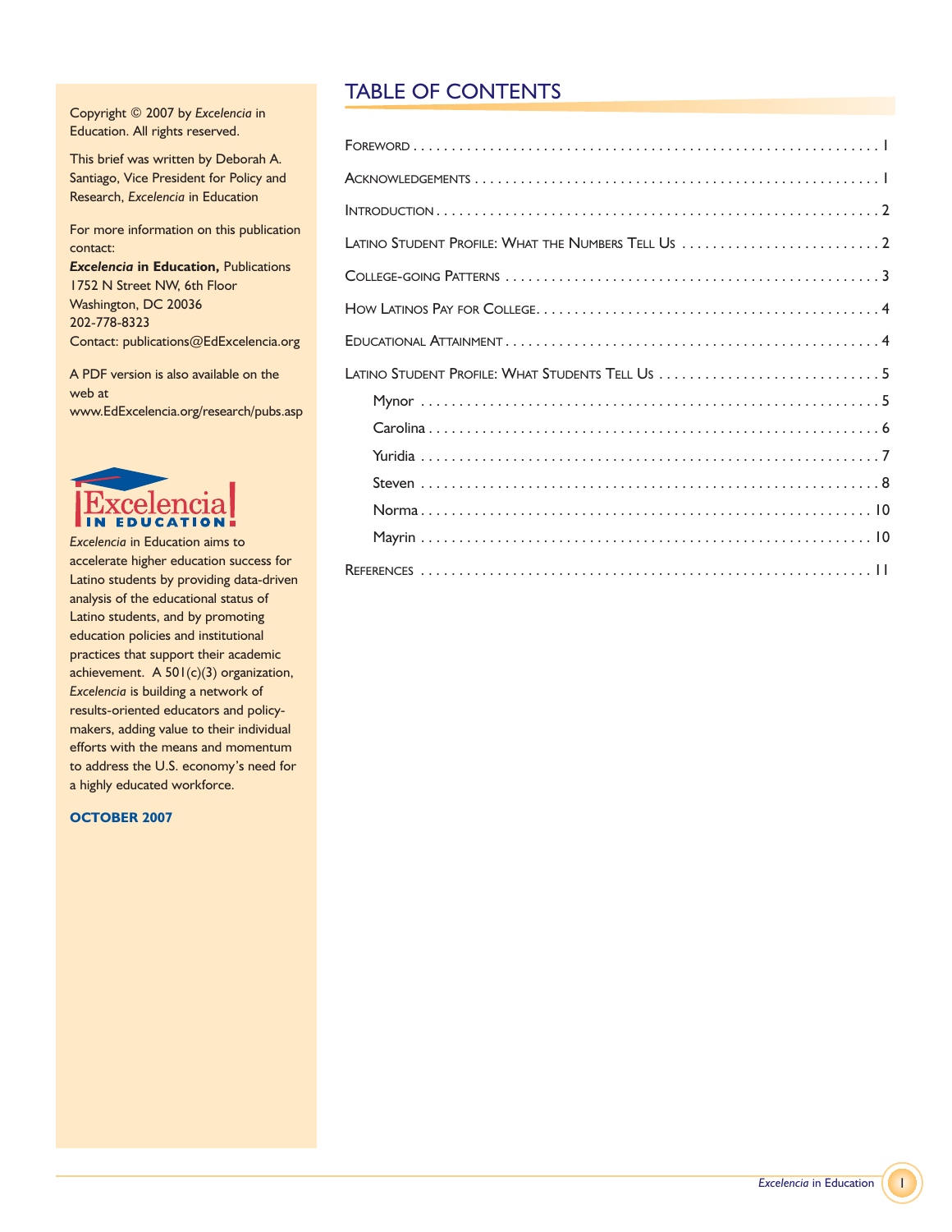Copyright © 2007 by *Excelencia* in Education. All rights reserved.

This brief was written by Deborah A. Santiago, Vice President for Policy and Research, *Excelencia* in Education

For more information on this publication contact:
***Excelencia* in Education,** Publications
1752 N Street NW, 6th Floor
Washington, DC 20036
202-778-8323
Contact: publications@EdExcelencia.org

A PDF version is also available on the web at www.EdExcelencia.org/research/pubs.asp

¡Excelencia! IN EDUCATION

*Excelencia* in Education aims to accelerate higher education success for Latino students by providing data-driven analysis of the educational status of Latino students, and by promoting education policies and institutional practices that support their academic achievement. A 501(c)(3) organization, *Excelencia* is building a network of results-oriented educators and policy-makers, adding value to their individual efforts with the means and momentum to address the U.S. economy's need for a highly educated workforce.

**OCTOBER 2007**

# TABLE OF CONTENTS

- Foreword . . . . . 1
- Acknowledgements . . . . . 1
- Introduction . . . . . 2
- Latino Student Profile: What the Numbers Tell Us . . . . . 2
- College-going Patterns . . . . . 3
- How Latinos Pay for College. . . . . 4
- Educational Attainment . . . . . 4
- Latino Student Profile: What Students Tell Us . . . . . 5
  - Mynor . . . . . 5
  - Carolina . . . . . 6
  - Yuridia . . . . . 7
  - Steven . . . . . 8
  - Norma . . . . . 10
  - Mayrin . . . . . 10
- References . . . . . 11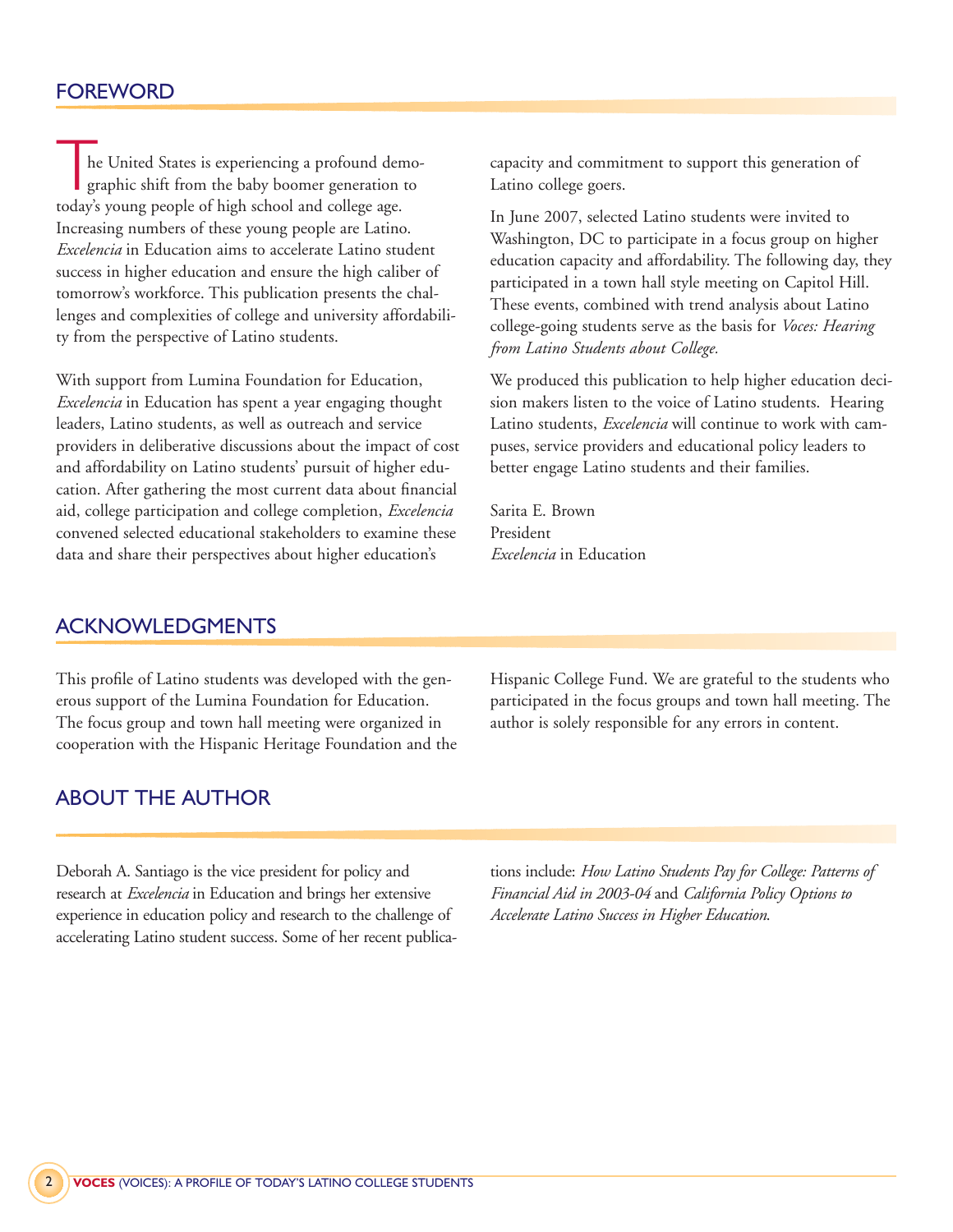## FOREWORD

The United States is experiencing a profound demographic shift from the baby boomer generation to today's young people of high school and college age. Increasing numbers of these young people are Latino. *Excelencia* in Education aims to accelerate Latino student success in higher education and ensure the high caliber of tomorrow's workforce. This publication presents the challenges and complexities of college and university affordability from the perspective of Latino students.

With support from Lumina Foundation for Education, *Excelencia* in Education has spent a year engaging thought leaders, Latino students, as well as outreach and service providers in deliberative discussions about the impact of cost and affordability on Latino students' pursuit of higher education. After gathering the most current data about financial aid, college participation and college completion, *Excelencia* convened selected educational stakeholders to examine these data and share their perspectives about higher education's capacity and commitment to support this generation of Latino college goers.

In June 2007, selected Latino students were invited to Washington, DC to participate in a focus group on higher education capacity and affordability. The following day, they participated in a town hall style meeting on Capitol Hill. These events, combined with trend analysis about Latino college-going students serve as the basis for *Voces: Hearing from Latino Students about College.*

We produced this publication to help higher education decision makers listen to the voice of Latino students. Hearing Latino students, *Excelencia* will continue to work with campuses, service providers and educational policy leaders to better engage Latino students and their families.

Sarita E. Brown
President
*Excelencia* in Education

## ACKNOWLEDGMENTS

This profile of Latino students was developed with the generous support of the Lumina Foundation for Education. The focus group and town hall meeting were organized in cooperation with the Hispanic Heritage Foundation and the Hispanic College Fund. We are grateful to the students who participated in the focus groups and town hall meeting. The author is solely responsible for any errors in content.

## ABOUT THE AUTHOR

Deborah A. Santiago is the vice president for policy and research at *Excelencia* in Education and brings her extensive experience in education policy and research to the challenge of accelerating Latino student success. Some of her recent publications include: *How Latino Students Pay for College: Patterns of Financial Aid in 2003-04* and *California Policy Options to Accelerate Latino Success in Higher Education.*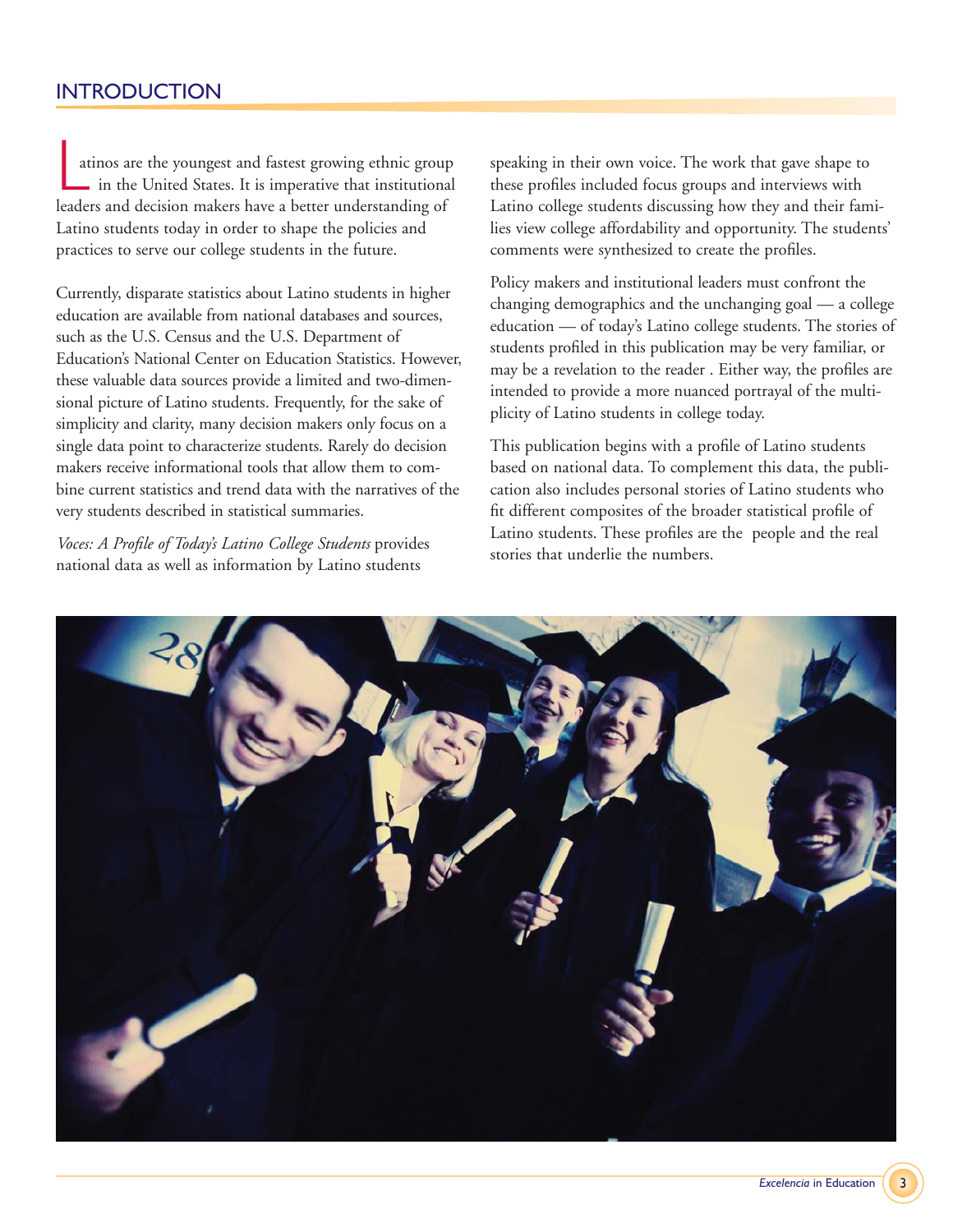## INTRODUCTION

Latinos are the youngest and fastest growing ethnic group in the United States. It is imperative that institutional leaders and decision makers have a better understanding of Latino students today in order to shape the policies and practices to serve our college students in the future.

Currently, disparate statistics about Latino students in higher education are available from national databases and sources, such as the U.S. Census and the U.S. Department of Education's National Center on Education Statistics. However, these valuable data sources provide a limited and two-dimensional picture of Latino students. Frequently, for the sake of simplicity and clarity, many decision makers only focus on a single data point to characterize students. Rarely do decision makers receive informational tools that allow them to combine current statistics and trend data with the narratives of the very students described in statistical summaries.

*Voces: A Profile of Today's Latino College Students* provides national data as well as information by Latino students speaking in their own voice. The work that gave shape to these profiles included focus groups and interviews with Latino college students discussing how they and their families view college affordability and opportunity. The students' comments were synthesized to create the profiles.

Policy makers and institutional leaders must confront the changing demographics and the unchanging goal — a college education — of today's Latino college students. The stories of students profiled in this publication may be very familiar, or may be a revelation to the reader . Either way, the profiles are intended to provide a more nuanced portrayal of the multiplicity of Latino students in college today.

This publication begins with a profile of Latino students based on national data. To complement this data, the publication also includes personal stories of Latino students who fit different composites of the broader statistical profile of Latino students. These profiles are the people and the real stories that underlie the numbers.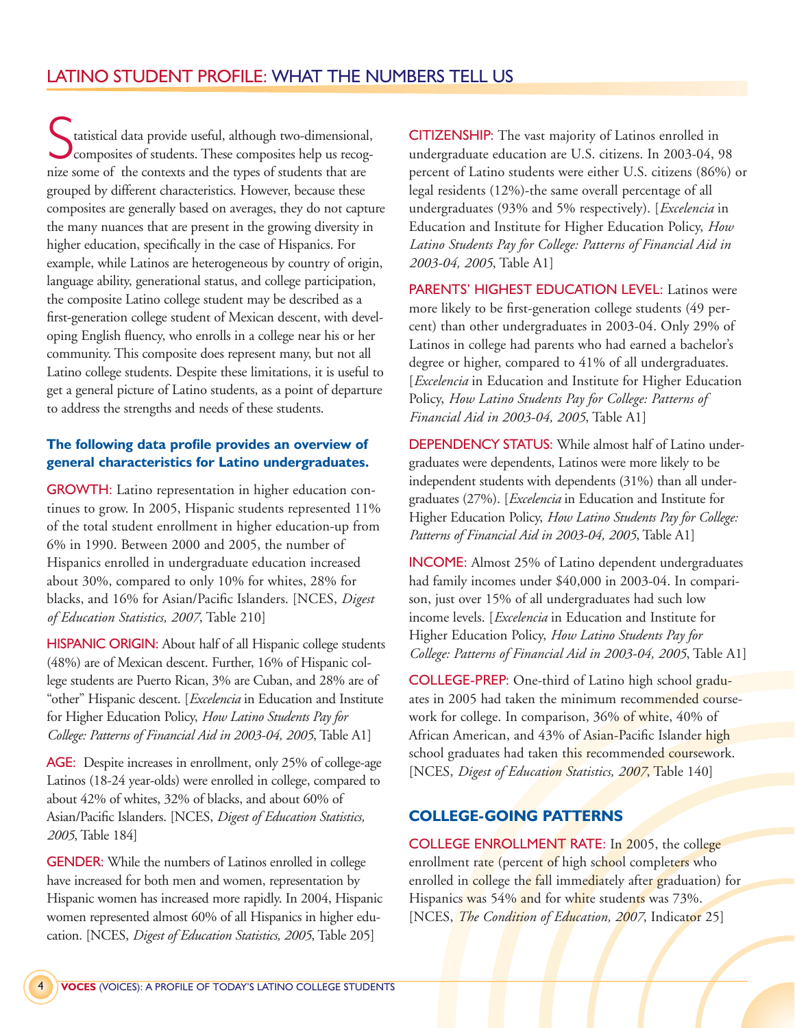# LATINO STUDENT PROFILE: WHAT THE NUMBERS TELL US

Statistical data provide useful, although two-dimensional, composites of students. These composites help us recognize some of the contexts and the types of students that are grouped by different characteristics. However, because these composites are generally based on averages, they do not capture the many nuances that are present in the growing diversity in higher education, specifically in the case of Hispanics. For example, while Latinos are heterogeneous by country of origin, language ability, generational status, and college participation, the composite Latino college student may be described as a first-generation college student of Mexican descent, with developing English fluency, who enrolls in a college near his or her community. This composite does represent many, but not all Latino college students. Despite these limitations, it is useful to get a general picture of Latino students, as a point of departure to address the strengths and needs of these students.

**The following data profile provides an overview of general characteristics for Latino undergraduates.**

GROWTH: Latino representation in higher education continues to grow. In 2005, Hispanic students represented 11% of the total student enrollment in higher education-up from 6% in 1990. Between 2000 and 2005, the number of Hispanics enrolled in undergraduate education increased about 30%, compared to only 10% for whites, 28% for blacks, and 16% for Asian/Pacific Islanders. [NCES, *Digest of Education Statistics, 2007*, Table 210]

HISPANIC ORIGIN: About half of all Hispanic college students (48%) are of Mexican descent. Further, 16% of Hispanic college students are Puerto Rican, 3% are Cuban, and 28% are of "other" Hispanic descent. [*Excelencia* in Education and Institute for Higher Education Policy, *How Latino Students Pay for College: Patterns of Financial Aid in 2003-04, 2005*, Table A1]

AGE: Despite increases in enrollment, only 25% of college-age Latinos (18-24 year-olds) were enrolled in college, compared to about 42% of whites, 32% of blacks, and about 60% of Asian/Pacific Islanders. [NCES, *Digest of Education Statistics, 2005*, Table 184]

GENDER: While the numbers of Latinos enrolled in college have increased for both men and women, representation by Hispanic women has increased more rapidly. In 2004, Hispanic women represented almost 60% of all Hispanics in higher education. [NCES, *Digest of Education Statistics, 2005*, Table 205]

CITIZENSHIP: The vast majority of Latinos enrolled in undergraduate education are U.S. citizens. In 2003-04, 98 percent of Latino students were either U.S. citizens (86%) or legal residents (12%)-the same overall percentage of all undergraduates (93% and 5% respectively). [*Excelencia* in Education and Institute for Higher Education Policy, *How Latino Students Pay for College: Patterns of Financial Aid in 2003-04, 2005*, Table A1]

PARENTS' HIGHEST EDUCATION LEVEL: Latinos were more likely to be first-generation college students (49 percent) than other undergraduates in 2003-04. Only 29% of Latinos in college had parents who had earned a bachelor's degree or higher, compared to 41% of all undergraduates. [*Excelencia* in Education and Institute for Higher Education Policy, *How Latino Students Pay for College: Patterns of Financial Aid in 2003-04, 2005*, Table A1]

DEPENDENCY STATUS: While almost half of Latino undergraduates were dependents, Latinos were more likely to be independent students with dependents (31%) than all undergraduates (27%). [*Excelencia* in Education and Institute for Higher Education Policy, *How Latino Students Pay for College: Patterns of Financial Aid in 2003-04, 2005*, Table A1]

INCOME: Almost 25% of Latino dependent undergraduates had family incomes under $40,000 in 2003-04. In comparison, just over 15% of all undergraduates had such low income levels. [*Excelencia* in Education and Institute for Higher Education Policy, *How Latino Students Pay for College: Patterns of Financial Aid in 2003-04, 2005*, Table A1]

COLLEGE-PREP: One-third of Latino high school graduates in 2005 had taken the minimum recommended coursework for college. In comparison, 36% of white, 40% of African American, and 43% of Asian-Pacific Islander high school graduates had taken this recommended coursework. [NCES, *Digest of Education Statistics, 2007*, Table 140]

## COLLEGE-GOING PATTERNS

COLLEGE ENROLLMENT RATE: In 2005, the college enrollment rate (percent of high school completers who enrolled in college the fall immediately after graduation) for Hispanics was 54% and for white students was 73%. [NCES, *The Condition of Education, 2007*, Indicator 25]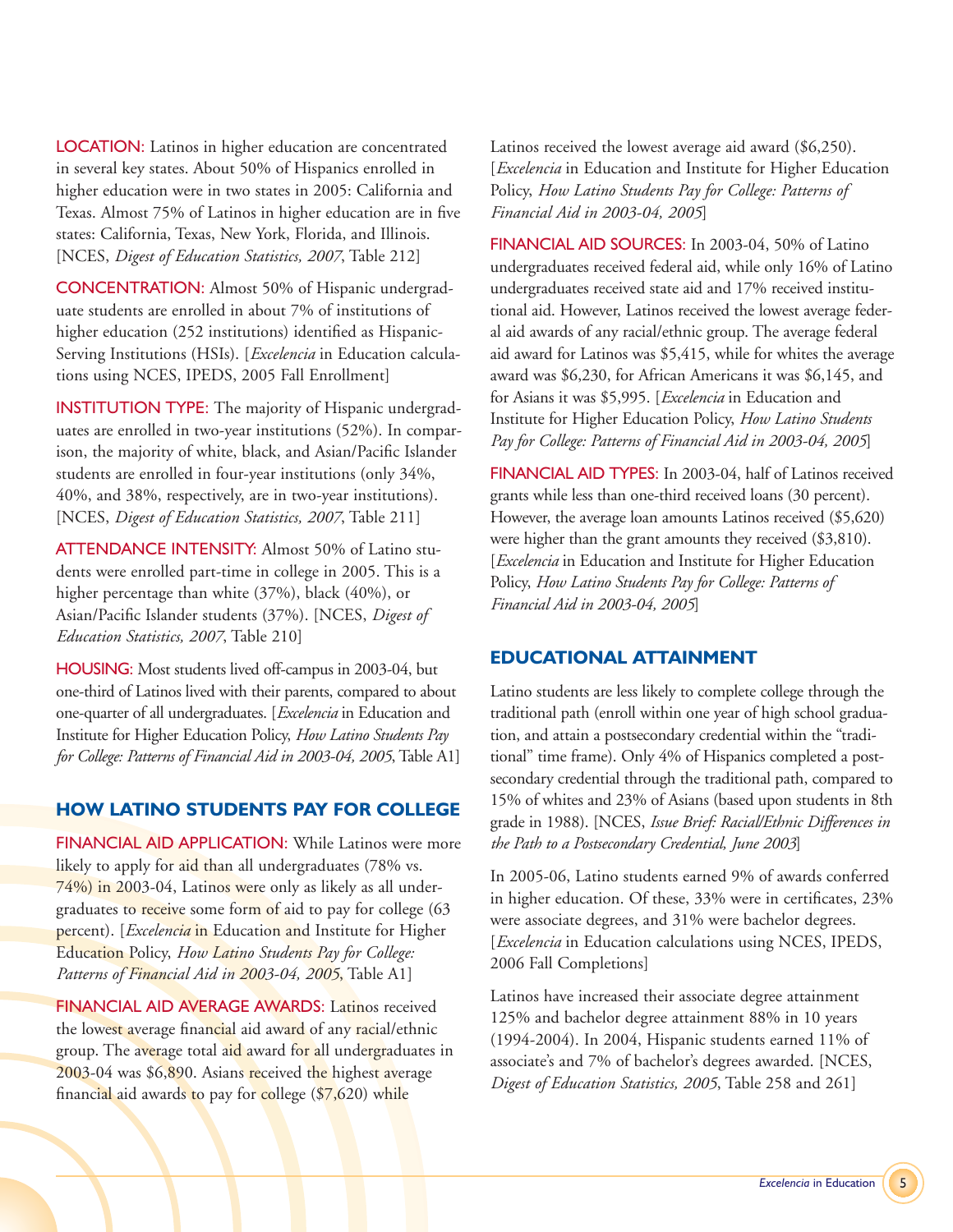**LOCATION:** Latinos in higher education are concentrated in several key states. About 50% of Hispanics enrolled in higher education were in two states in 2005: California and Texas. Almost 75% of Latinos in higher education are in five states: California, Texas, New York, Florida, and Illinois. [NCES, *Digest of Education Statistics, 2007*, Table 212]

**CONCENTRATION:** Almost 50% of Hispanic undergraduate students are enrolled in about 7% of institutions of higher education (252 institutions) identified as Hispanic-Serving Institutions (HSIs). [*Excelencia* in Education calculations using NCES, IPEDS, 2005 Fall Enrollment]

**INSTITUTION TYPE:** The majority of Hispanic undergraduates are enrolled in two-year institutions (52%). In comparison, the majority of white, black, and Asian/Pacific Islander students are enrolled in four-year institutions (only 34%, 40%, and 38%, respectively, are in two-year institutions). [NCES, *Digest of Education Statistics, 2007*, Table 211]

**ATTENDANCE INTENSITY:** Almost 50% of Latino students were enrolled part-time in college in 2005. This is a higher percentage than white (37%), black (40%), or Asian/Pacific Islander students (37%). [NCES, *Digest of Education Statistics, 2007*, Table 210]

**HOUSING:** Most students lived off-campus in 2003-04, but one-third of Latinos lived with their parents, compared to about one-quarter of all undergraduates. [*Excelencia* in Education and Institute for Higher Education Policy, *How Latino Students Pay for College: Patterns of Financial Aid in 2003-04, 2005*, Table A1]

## HOW LATINO STUDENTS PAY FOR COLLEGE

**FINANCIAL AID APPLICATION:** While Latinos were more likely to apply for aid than all undergraduates (78% vs. 74%) in 2003-04, Latinos were only as likely as all undergraduates to receive some form of aid to pay for college (63 percent). [*Excelencia* in Education and Institute for Higher Education Policy, *How Latino Students Pay for College: Patterns of Financial Aid in 2003-04, 2005*, Table A1]

**FINANCIAL AID AVERAGE AWARDS:** Latinos received the lowest average financial aid award of any racial/ethnic group. The average total aid award for all undergraduates in 2003-04 was $6,890. Asians received the highest average financial aid awards to pay for college ($7,620) while Latinos received the lowest average aid award ($6,250). [*Excelencia* in Education and Institute for Higher Education Policy, *How Latino Students Pay for College: Patterns of Financial Aid in 2003-04, 2005*]

**FINANCIAL AID SOURCES:** In 2003-04, 50% of Latino undergraduates received federal aid, while only 16% of Latino undergraduates received state aid and 17% received institutional aid. However, Latinos received the lowest average federal aid awards of any racial/ethnic group. The average federal aid award for Latinos was $5,415, while for whites the average award was $6,230, for African Americans it was $6,145, and for Asians it was $5,995. [*Excelencia* in Education and Institute for Higher Education Policy, *How Latino Students Pay for College: Patterns of Financial Aid in 2003-04, 2005*]

**FINANCIAL AID TYPES:** In 2003-04, half of Latinos received grants while less than one-third received loans (30 percent). However, the average loan amounts Latinos received ($5,620) were higher than the grant amounts they received ($3,810). [*Excelencia* in Education and Institute for Higher Education Policy, *How Latino Students Pay for College: Patterns of Financial Aid in 2003-04, 2005*]

## EDUCATIONAL ATTAINMENT

Latino students are less likely to complete college through the traditional path (enroll within one year of high school graduation, and attain a postsecondary credential within the "traditional" time frame). Only 4% of Hispanics completed a postsecondary credential through the traditional path, compared to 15% of whites and 23% of Asians (based upon students in 8th grade in 1988). [NCES, *Issue Brief: Racial/Ethnic Differences in the Path to a Postsecondary Credential, June 2003*]

In 2005-06, Latino students earned 9% of awards conferred in higher education. Of these, 33% were in certificates, 23% were associate degrees, and 31% were bachelor degrees. [*Excelencia* in Education calculations using NCES, IPEDS, 2006 Fall Completions]

Latinos have increased their associate degree attainment 125% and bachelor degree attainment 88% in 10 years (1994-2004). In 2004, Hispanic students earned 11% of associate's and 7% of bachelor's degrees awarded. [NCES, *Digest of Education Statistics, 2005*, Table 258 and 261]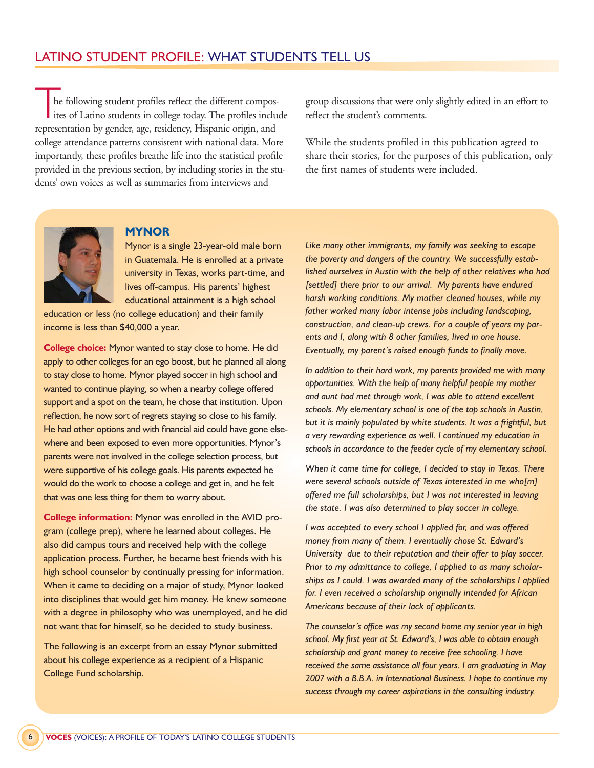## LATINO STUDENT PROFILE: WHAT STUDENTS TELL US

The following student profiles reflect the different composites of Latino students in college today. The profiles include representation by gender, age, residency, Hispanic origin, and college attendance patterns consistent with national data. More importantly, these profiles breathe life into the statistical profile provided in the previous section, by including stories in the students' own voices as well as summaries from interviews and group discussions that were only slightly edited in an effort to reflect the student's comments.

While the students profiled in this publication agreed to share their stories, for the purposes of this publication, only the first names of students were included.

### MYNOR

Mynor is a single 23-year-old male born in Guatemala. He is enrolled at a private university in Texas, works part-time, and lives off-campus. His parents' highest educational attainment is a high school education or less (no college education) and their family income is less than $40,000 a year.

**College choice:** Mynor wanted to stay close to home. He did apply to other colleges for an ego boost, but he planned all along to stay close to home. Mynor played soccer in high school and wanted to continue playing, so when a nearby college offered support and a spot on the team, he chose that institution. Upon reflection, he now sort of regrets staying so close to his family. He had other options and with financial aid could have gone elsewhere and been exposed to even more opportunities. Mynor's parents were not involved in the college selection process, but were supportive of his college goals. His parents expected he would do the work to choose a college and get in, and he felt that was one less thing for them to worry about.

**College information:** Mynor was enrolled in the AVID program (college prep), where he learned about colleges. He also did campus tours and received help with the college application process. Further, he became best friends with his high school counselor by continually pressing for information. When it came to deciding on a major of study, Mynor looked into disciplines that would get him money. He knew someone with a degree in philosophy who was unemployed, and he did not want that for himself, so he decided to study business.

The following is an excerpt from an essay Mynor submitted about his college experience as a recipient of a Hispanic College Fund scholarship.

*Like many other immigrants, my family was seeking to escape the poverty and dangers of the country. We successfully established ourselves in Austin with the help of other relatives who had [settled] there prior to our arrival. My parents have endured harsh working conditions. My mother cleaned houses, while my father worked many labor intense jobs including landscaping, construction, and clean-up crews. For a couple of years my parents and I, along with 8 other families, lived in one house. Eventually, my parent's raised enough funds to finally move.*

*In addition to their hard work, my parents provided me with many opportunities. With the help of many helpful people my mother and aunt had met through work, I was able to attend excellent schools. My elementary school is one of the top schools in Austin, but it is mainly populated by white students. It was a frightful, but a very rewarding experience as well. I continued my education in schools in accordance to the feeder cycle of my elementary school.*

*When it came time for college, I decided to stay in Texas. There were several schools outside of Texas interested in me who[m] offered me full scholarships, but I was not interested in leaving the state. I was also determined to play soccer in college.*

*I was accepted to every school I applied for, and was offered money from many of them. I eventually chose St. Edward's University due to their reputation and their offer to play soccer. Prior to my admittance to college, I applied to as many scholarships as I could. I was awarded many of the scholarships I applied for. I even received a scholarship originally intended for African Americans because of their lack of applicants.*

*The counselor's office was my second home my senior year in high school. My first year at St. Edward's, I was able to obtain enough scholarship and grant money to receive free schooling. I have received the same assistance all four years. I am graduating in May 2007 with a B.B.A. in International Business. I hope to continue my success through my career aspirations in the consulting industry.*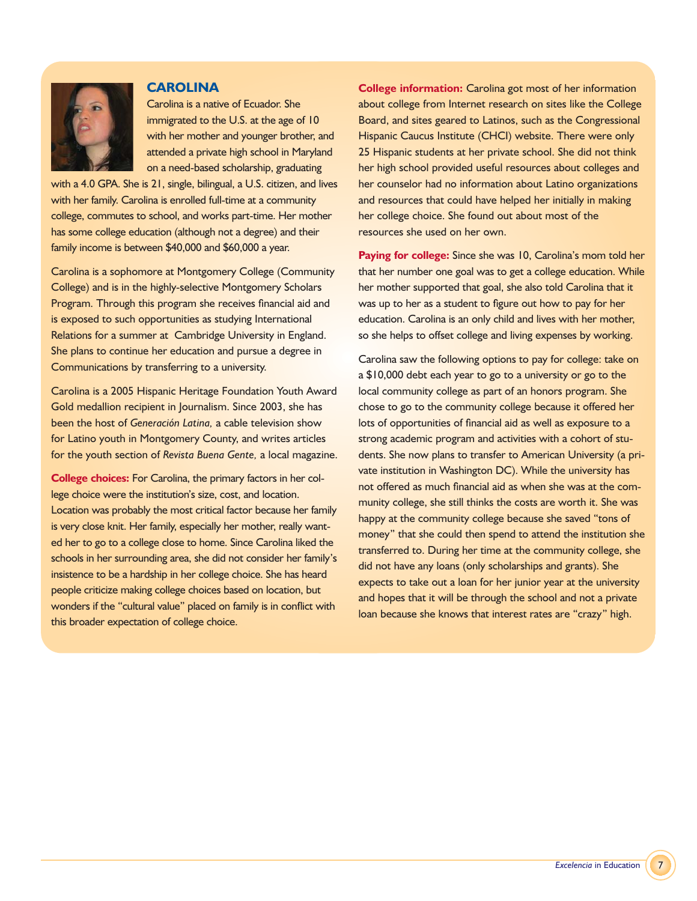## CAROLINA

Carolina is a native of Ecuador. She immigrated to the U.S. at the age of 10 with her mother and younger brother, and attended a private high school in Maryland on a need-based scholarship, graduating with a 4.0 GPA. She is 21, single, bilingual, a U.S. citizen, and lives with her family. Carolina is enrolled full-time at a community college, commutes to school, and works part-time. Her mother has some college education (although not a degree) and their family income is between $40,000 and $60,000 a year.

Carolina is a sophomore at Montgomery College (Community College) and is in the highly-selective Montgomery Scholars Program. Through this program she receives financial aid and is exposed to such opportunities as studying International Relations for a summer at Cambridge University in England. She plans to continue her education and pursue a degree in Communications by transferring to a university.

Carolina is a 2005 Hispanic Heritage Foundation Youth Award Gold medallion recipient in Journalism. Since 2003, she has been the host of *Generación Latina,* a cable television show for Latino youth in Montgomery County, and writes articles for the youth section of *Revista Buena Gente,* a local magazine.

**College choices:** For Carolina, the primary factors in her college choice were the institution's size, cost, and location. Location was probably the most critical factor because her family is very close knit. Her family, especially her mother, really wanted her to go to a college close to home. Since Carolina liked the schools in her surrounding area, she did not consider her family's insistence to be a hardship in her college choice. She has heard people criticize making college choices based on location, but wonders if the "cultural value" placed on family is in conflict with this broader expectation of college choice.

**College information:** Carolina got most of her information about college from Internet research on sites like the College Board, and sites geared to Latinos, such as the Congressional Hispanic Caucus Institute (CHCI) website. There were only 25 Hispanic students at her private school. She did not think her high school provided useful resources about colleges and her counselor had no information about Latino organizations and resources that could have helped her initially in making her college choice. She found out about most of the resources she used on her own.

**Paying for college:** Since she was 10, Carolina's mom told her that her number one goal was to get a college education. While her mother supported that goal, she also told Carolina that it was up to her as a student to figure out how to pay for her education. Carolina is an only child and lives with her mother, so she helps to offset college and living expenses by working.

Carolina saw the following options to pay for college: take on a $10,000 debt each year to go to a university or go to the local community college as part of an honors program. She chose to go to the community college because it offered her lots of opportunities of financial aid as well as exposure to a strong academic program and activities with a cohort of students. She now plans to transfer to American University (a private institution in Washington DC). While the university has not offered as much financial aid as when she was at the community college, she still thinks the costs are worth it. She was happy at the community college because she saved "tons of money" that she could then spend to attend the institution she transferred to. During her time at the community college, she did not have any loans (only scholarships and grants). She expects to take out a loan for her junior year at the university and hopes that it will be through the school and not a private loan because she knows that interest rates are "crazy" high.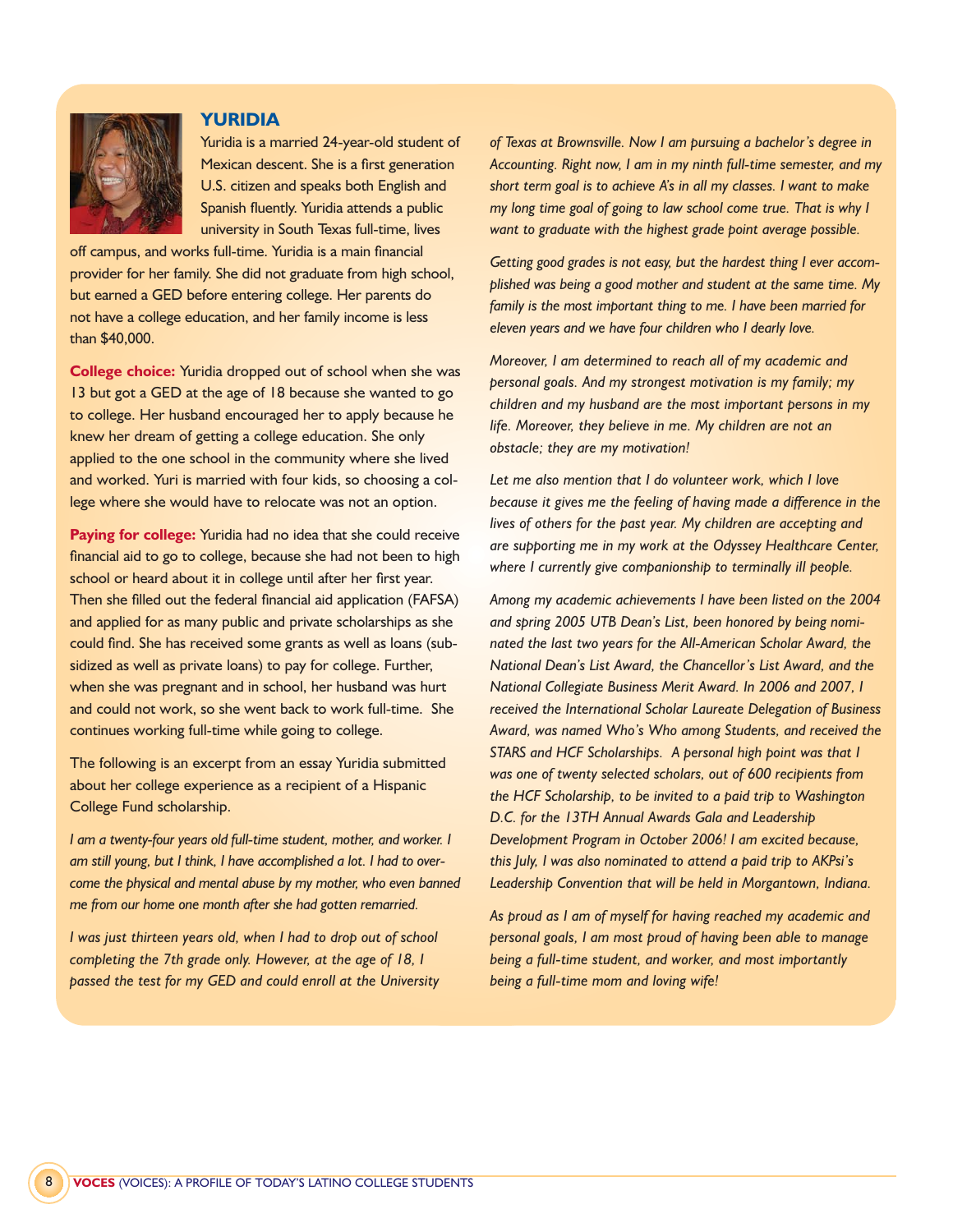## YURIDIA

Yuridia is a married 24-year-old student of Mexican descent. She is a first generation U.S. citizen and speaks both English and Spanish fluently. Yuridia attends a public university in South Texas full-time, lives off campus, and works full-time. Yuridia is a main financial provider for her family. She did not graduate from high school, but earned a GED before entering college. Her parents do not have a college education, and her family income is less than $40,000.

**College choice:** Yuridia dropped out of school when she was 13 but got a GED at the age of 18 because she wanted to go to college. Her husband encouraged her to apply because he knew her dream of getting a college education. She only applied to the one school in the community where she lived and worked. Yuri is married with four kids, so choosing a college where she would have to relocate was not an option.

**Paying for college:** Yuridia had no idea that she could receive financial aid to go to college, because she had not been to high school or heard about it in college until after her first year. Then she filled out the federal financial aid application (FAFSA) and applied for as many public and private scholarships as she could find. She has received some grants as well as loans (subsidized as well as private loans) to pay for college. Further, when she was pregnant and in school, her husband was hurt and could not work, so she went back to work full-time. She continues working full-time while going to college.

The following is an excerpt from an essay Yuridia submitted about her college experience as a recipient of a Hispanic College Fund scholarship.

*I am a twenty-four years old full-time student, mother, and worker. I am still young, but I think, I have accomplished a lot. I had to overcome the physical and mental abuse by my mother, who even banned me from our home one month after she had gotten remarried.*

*I was just thirteen years old, when I had to drop out of school completing the 7th grade only. However, at the age of 18, I passed the test for my GED and could enroll at the University of Texas at Brownsville. Now I am pursuing a bachelor's degree in Accounting. Right now, I am in my ninth full-time semester, and my short term goal is to achieve A's in all my classes. I want to make my long time goal of going to law school come true. That is why I want to graduate with the highest grade point average possible.*

*Getting good grades is not easy, but the hardest thing I ever accomplished was being a good mother and student at the same time. My family is the most important thing to me. I have been married for eleven years and we have four children who I dearly love.*

*Moreover, I am determined to reach all of my academic and personal goals. And my strongest motivation is my family; my children and my husband are the most important persons in my life. Moreover, they believe in me. My children are not an obstacle; they are my motivation!*

*Let me also mention that I do volunteer work, which I love because it gives me the feeling of having made a difference in the lives of others for the past year. My children are accepting and are supporting me in my work at the Odyssey Healthcare Center, where I currently give companionship to terminally ill people.*

*Among my academic achievements I have been listed on the 2004 and spring 2005 UTB Dean's List, been honored by being nominated the last two years for the All-American Scholar Award, the National Dean's List Award, the Chancellor's List Award, and the National Collegiate Business Merit Award. In 2006 and 2007, I received the International Scholar Laureate Delegation of Business Award, was named Who's Who among Students, and received the STARS and HCF Scholarships. A personal high point was that I was one of twenty selected scholars, out of 600 recipients from the HCF Scholarship, to be invited to a paid trip to Washington D.C. for the 13TH Annual Awards Gala and Leadership Development Program in October 2006! I am excited because, this July, I was also nominated to attend a paid trip to AKPsi's Leadership Convention that will be held in Morgantown, Indiana.*

*As proud as I am of myself for having reached my academic and personal goals, I am most proud of having been able to manage being a full-time student, and worker, and most importantly being a full-time mom and loving wife!*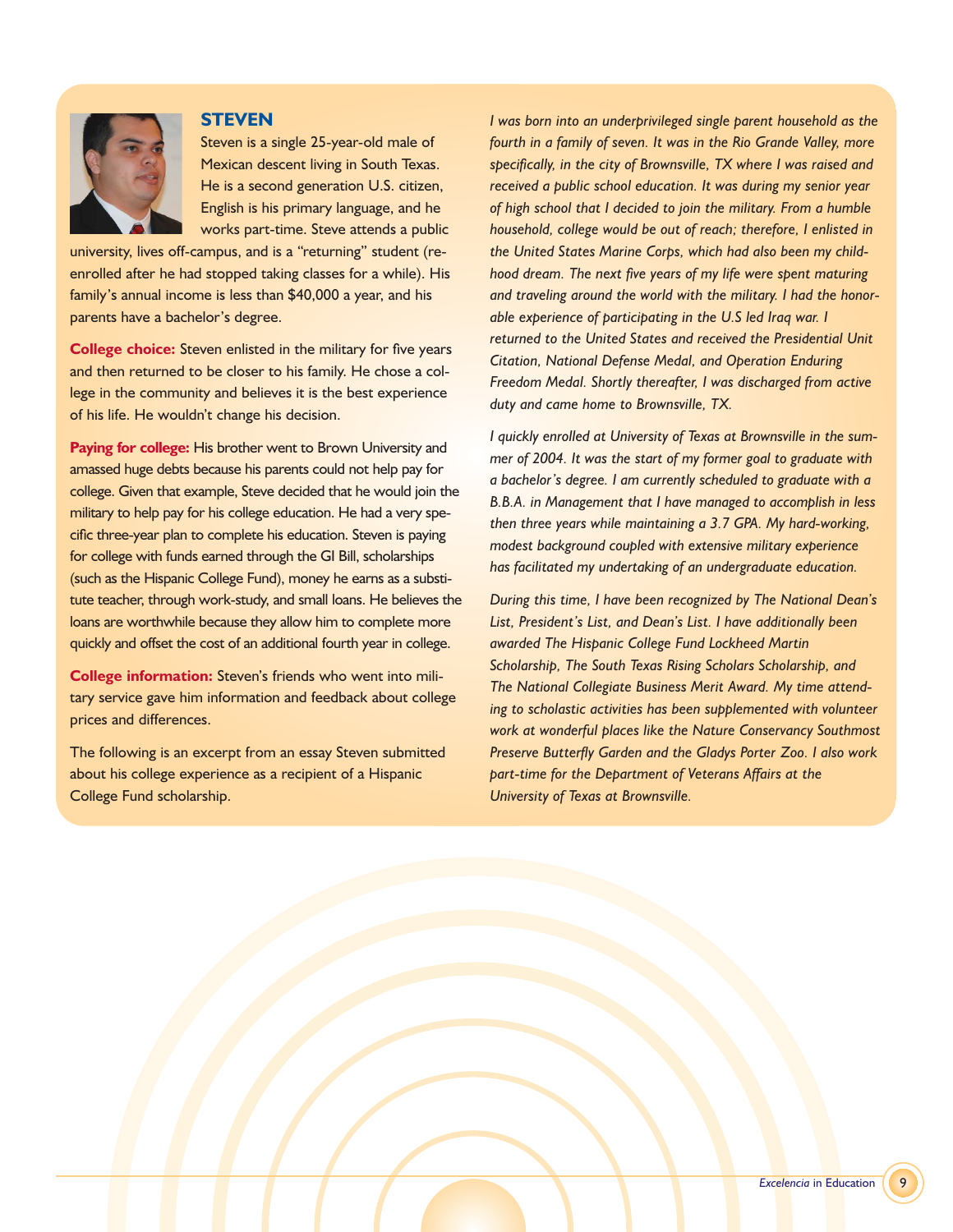## STEVEN

Steven is a single 25-year-old male of Mexican descent living in South Texas. He is a second generation U.S. citizen, English is his primary language, and he works part-time. Steve attends a public university, lives off-campus, and is a "returning" student (re-enrolled after he had stopped taking classes for a while). His family's annual income is less than $40,000 a year, and his parents have a bachelor's degree.

**College choice:** Steven enlisted in the military for five years and then returned to be closer to his family. He chose a college in the community and believes it is the best experience of his life. He wouldn't change his decision.

**Paying for college:** His brother went to Brown University and amassed huge debts because his parents could not help pay for college. Given that example, Steve decided that he would join the military to help pay for his college education. He had a very specific three-year plan to complete his education. Steven is paying for college with funds earned through the GI Bill, scholarships (such as the Hispanic College Fund), money he earns as a substitute teacher, through work-study, and small loans. He believes the loans are worthwhile because they allow him to complete more quickly and offset the cost of an additional fourth year in college.

**College information:** Steven's friends who went into military service gave him information and feedback about college prices and differences.

The following is an excerpt from an essay Steven submitted about his college experience as a recipient of a Hispanic College Fund scholarship.

*I was born into an underprivileged single parent household as the fourth in a family of seven. It was in the Rio Grande Valley, more specifically, in the city of Brownsville, TX where I was raised and received a public school education. It was during my senior year of high school that I decided to join the military. From a humble household, college would be out of reach; therefore, I enlisted in the United States Marine Corps, which had also been my childhood dream. The next five years of my life were spent maturing and traveling around the world with the military. I had the honorable experience of participating in the U.S led Iraq war. I returned to the United States and received the Presidential Unit Citation, National Defense Medal, and Operation Enduring Freedom Medal. Shortly thereafter, I was discharged from active duty and came home to Brownsville, TX.*

*I quickly enrolled at University of Texas at Brownsville in the summer of 2004. It was the start of my former goal to graduate with a bachelor's degree. I am currently scheduled to graduate with a B.B.A. in Management that I have managed to accomplish in less then three years while maintaining a 3.7 GPA. My hard-working, modest background coupled with extensive military experience has facilitated my undertaking of an undergraduate education.*

*During this time, I have been recognized by The National Dean's List, President's List, and Dean's List. I have additionally been awarded The Hispanic College Fund Lockheed Martin Scholarship, The South Texas Rising Scholars Scholarship, and The National Collegiate Business Merit Award. My time attending to scholastic activities has been supplemented with volunteer work at wonderful places like the Nature Conservancy Southmost Preserve Butterfly Garden and the Gladys Porter Zoo. I also work part-time for the Department of Veterans Affairs at the University of Texas at Brownsville.*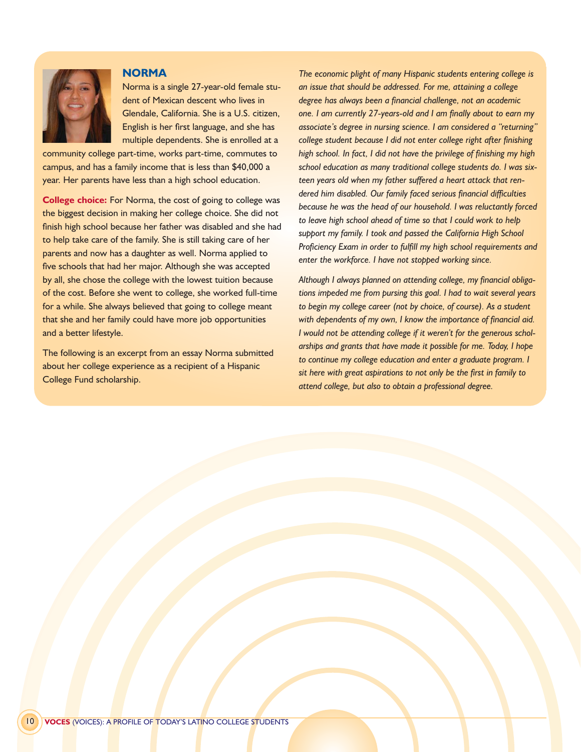## NORMA

Norma is a single 27-year-old female student of Mexican descent who lives in Glendale, California. She is a U.S. citizen, English is her first language, and she has multiple dependents. She is enrolled at a community college part-time, works part-time, commutes to campus, and has a family income that is less than $40,000 a year. Her parents have less than a high school education.

**College choice:** For Norma, the cost of going to college was the biggest decision in making her college choice. She did not finish high school because her father was disabled and she had to help take care of the family. She is still taking care of her parents and now has a daughter as well. Norma applied to five schools that had her major. Although she was accepted by all, she chose the college with the lowest tuition because of the cost. Before she went to college, she worked full-time for a while. She always believed that going to college meant that she and her family could have more job opportunities and a better lifestyle.

The following is an excerpt from an essay Norma submitted about her college experience as a recipient of a Hispanic College Fund scholarship.

*The economic plight of many Hispanic students entering college is an issue that should be addressed. For me, attaining a college degree has always been a financial challenge, not an academic one. I am currently 27-years-old and I am finally about to earn my associate's degree in nursing science. I am considered a "returning" college student because I did not enter college right after finishing high school. In fact, I did not have the privilege of finishing my high school education as many traditional college students do. I was sixteen years old when my father suffered a heart attack that rendered him disabled. Our family faced serious financial difficulties because he was the head of our household. I was reluctantly forced to leave high school ahead of time so that I could work to help support my family. I took and passed the California High School Proficiency Exam in order to fulfill my high school requirements and enter the workforce. I have not stopped working since.*

*Although I always planned on attending college, my financial obligations impeded me from pursing this goal. I had to wait several years to begin my college career (not by choice, of course). As a student with dependents of my own, I know the importance of financial aid. I would not be attending college if it weren't for the generous scholarships and grants that have made it possible for me. Today, I hope to continue my college education and enter a graduate program. I sit here with great aspirations to not only be the first in family to attend college, but also to obtain a professional degree.*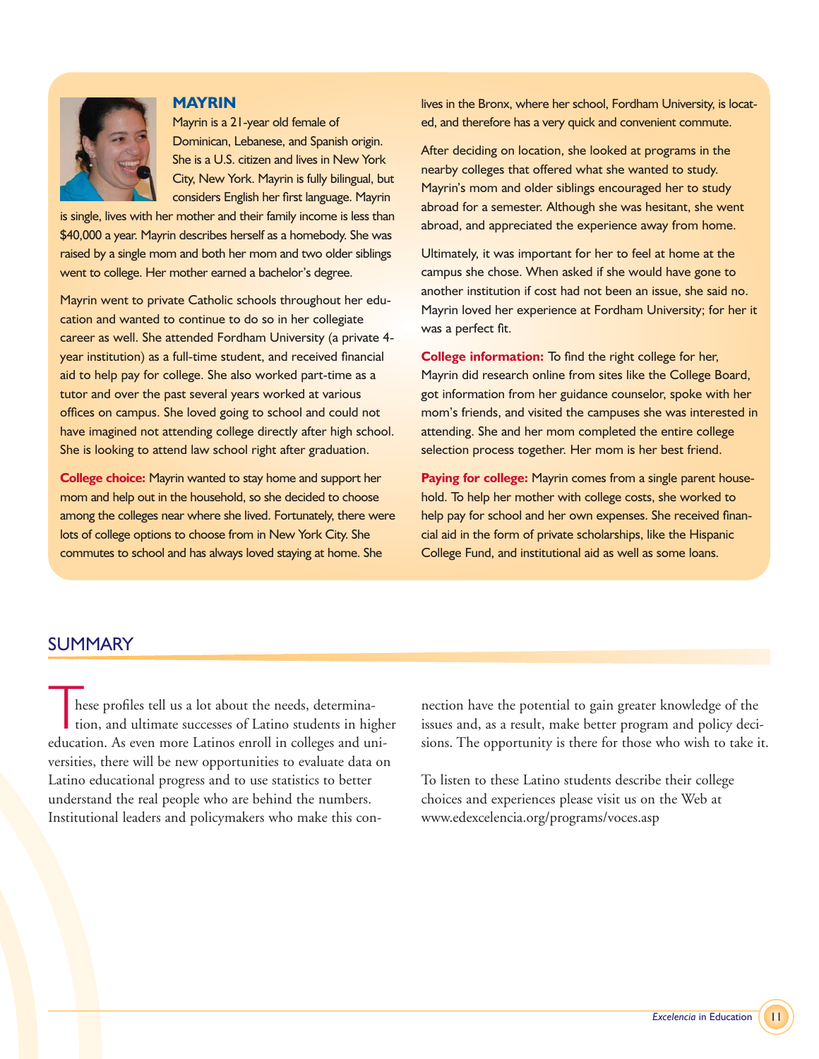### MAYRIN

Mayrin is a 21-year old female of Dominican, Lebanese, and Spanish origin. She is a U.S. citizen and lives in New York City, New York. Mayrin is fully bilingual, but considers English her first language. Mayrin is single, lives with her mother and their family income is less than $40,000 a year. Mayrin describes herself as a homebody. She was raised by a single mom and both her mom and two older siblings went to college. Her mother earned a bachelor's degree.

Mayrin went to private Catholic schools throughout her education and wanted to continue to do so in her collegiate career as well. She attended Fordham University (a private 4-year institution) as a full-time student, and received financial aid to help pay for college. She also worked part-time as a tutor and over the past several years worked at various offices on campus. She loved going to school and could not have imagined not attending college directly after high school. She is looking to attend law school right after graduation.

**College choice:** Mayrin wanted to stay home and support her mom and help out in the household, so she decided to choose among the colleges near where she lived. Fortunately, there were lots of college options to choose from in New York City. She commutes to school and has always loved staying at home. She lives in the Bronx, where her school, Fordham University, is located, and therefore has a very quick and convenient commute.

After deciding on location, she looked at programs in the nearby colleges that offered what she wanted to study. Mayrin's mom and older siblings encouraged her to study abroad for a semester. Although she was hesitant, she went abroad, and appreciated the experience away from home.

Ultimately, it was important for her to feel at home at the campus she chose. When asked if she would have gone to another institution if cost had not been an issue, she said no. Mayrin loved her experience at Fordham University; for her it was a perfect fit.

**College information:** To find the right college for her, Mayrin did research online from sites like the College Board, got information from her guidance counselor, spoke with her mom's friends, and visited the campuses she was interested in attending. She and her mom completed the entire college selection process together. Her mom is her best friend.

**Paying for college:** Mayrin comes from a single parent household. To help her mother with college costs, she worked to help pay for school and her own expenses. She received financial aid in the form of private scholarships, like the Hispanic College Fund, and institutional aid as well as some loans.

## SUMMARY

These profiles tell us a lot about the needs, determination, and ultimate successes of Latino students in higher education. As even more Latinos enroll in colleges and universities, there will be new opportunities to evaluate data on Latino educational progress and to use statistics to better understand the real people who are behind the numbers. Institutional leaders and policymakers who make this connection have the potential to gain greater knowledge of the issues and, as a result, make better program and policy decisions. The opportunity is there for those who wish to take it.

To listen to these Latino students describe their college choices and experiences please visit us on the Web at www.edexcelencia.org/programs/voces.asp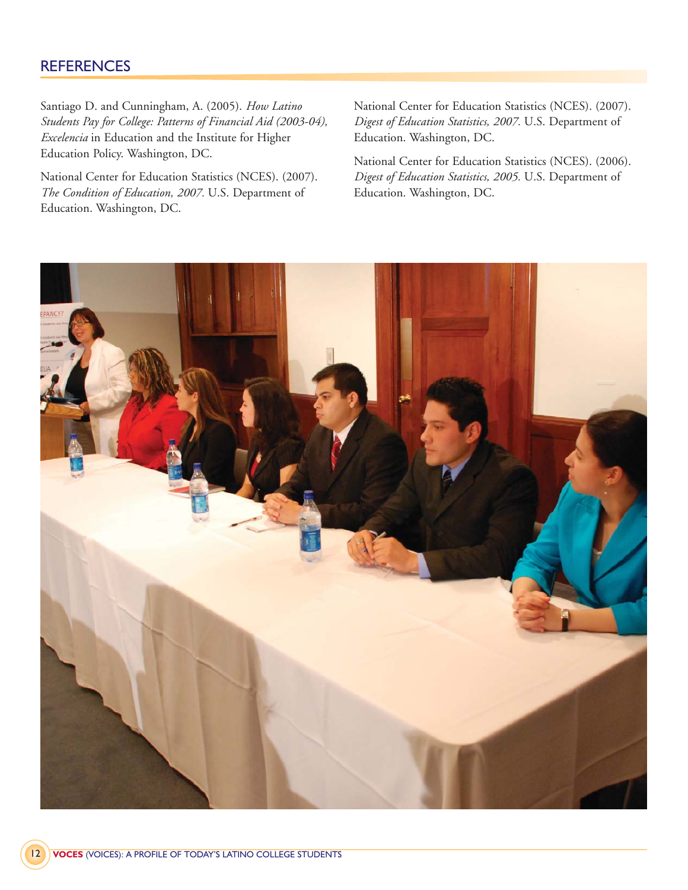## REFERENCES

Santiago D. and Cunningham, A. (2005). *How Latino Students Pay for College: Patterns of Financial Aid (2003-04), Excelencia* in Education and the Institute for Higher Education Policy. Washington, DC.

National Center for Education Statistics (NCES). (2007). *The Condition of Education, 2007.* U.S. Department of Education. Washington, DC.

National Center for Education Statistics (NCES). (2007). *Digest of Education Statistics, 2007.* U.S. Department of Education. Washington, DC.

National Center for Education Statistics (NCES). (2006). *Digest of Education Statistics, 2005.* U.S. Department of Education. Washington, DC.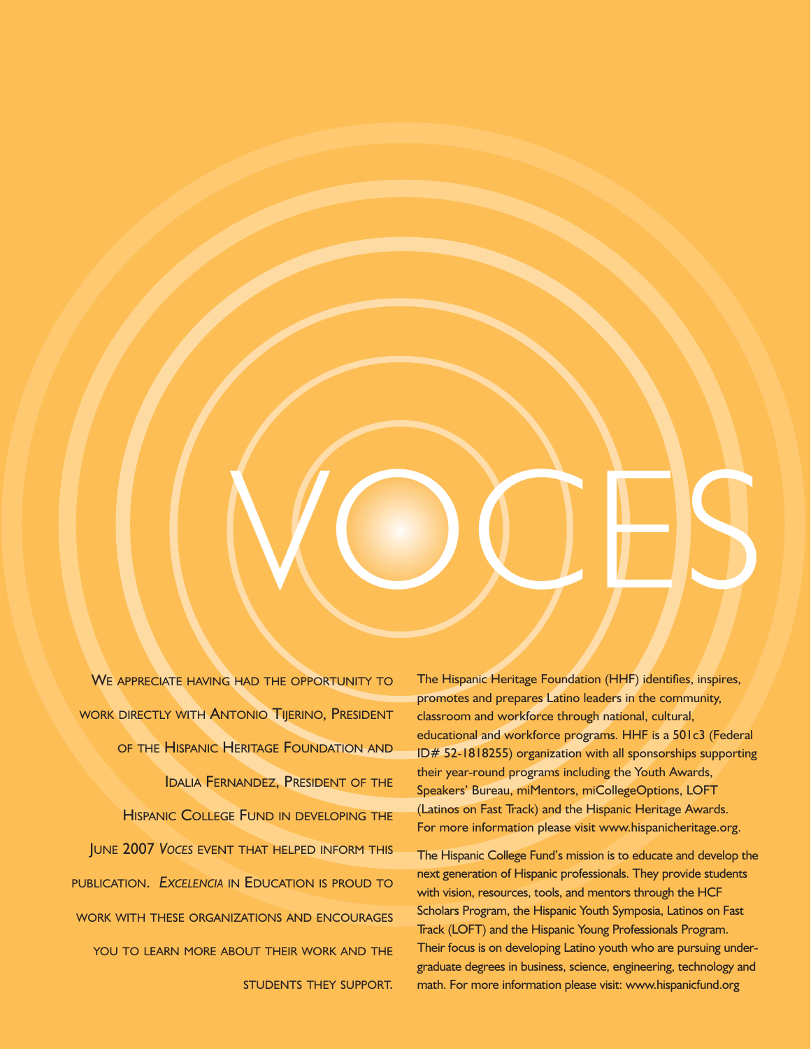# VOCES

WE APPRECIATE HAVING HAD THE OPPORTUNITY TO WORK DIRECTLY WITH ANTONIO TIJERINO, PRESIDENT OF THE HISPANIC HERITAGE FOUNDATION AND IDALIA FERNANDEZ, PRESIDENT OF THE HISPANIC COLLEGE FUND IN DEVELOPING THE JUNE 2007 *VOCES* EVENT THAT HELPED INFORM THIS PUBLICATION. *EXCELENCIA* IN EDUCATION IS PROUD TO WORK WITH THESE ORGANIZATIONS AND ENCOURAGES YOU TO LEARN MORE ABOUT THEIR WORK AND THE STUDENTS THEY SUPPORT.

The Hispanic Heritage Foundation (HHF) identifies, inspires, promotes and prepares Latino leaders in the community, classroom and workforce through national, cultural, educational and workforce programs. HHF is a 501c3 (Federal ID# 52-1818255) organization with all sponsorships supporting their year-round programs including the Youth Awards, Speakers' Bureau, miMentors, miCollegeOptions, LOFT (Latinos on Fast Track) and the Hispanic Heritage Awards. For more information please visit www.hispanicheritage.org.

The Hispanic College Fund's mission is to educate and develop the next generation of Hispanic professionals. They provide students with vision, resources, tools, and mentors through the HCF Scholars Program, the Hispanic Youth Symposia, Latinos on Fast Track (LOFT) and the Hispanic Young Professionals Program. Their focus is on developing Latino youth who are pursuing undergraduate degrees in business, science, engineering, technology and math. For more information please visit: www.hispanicfund.org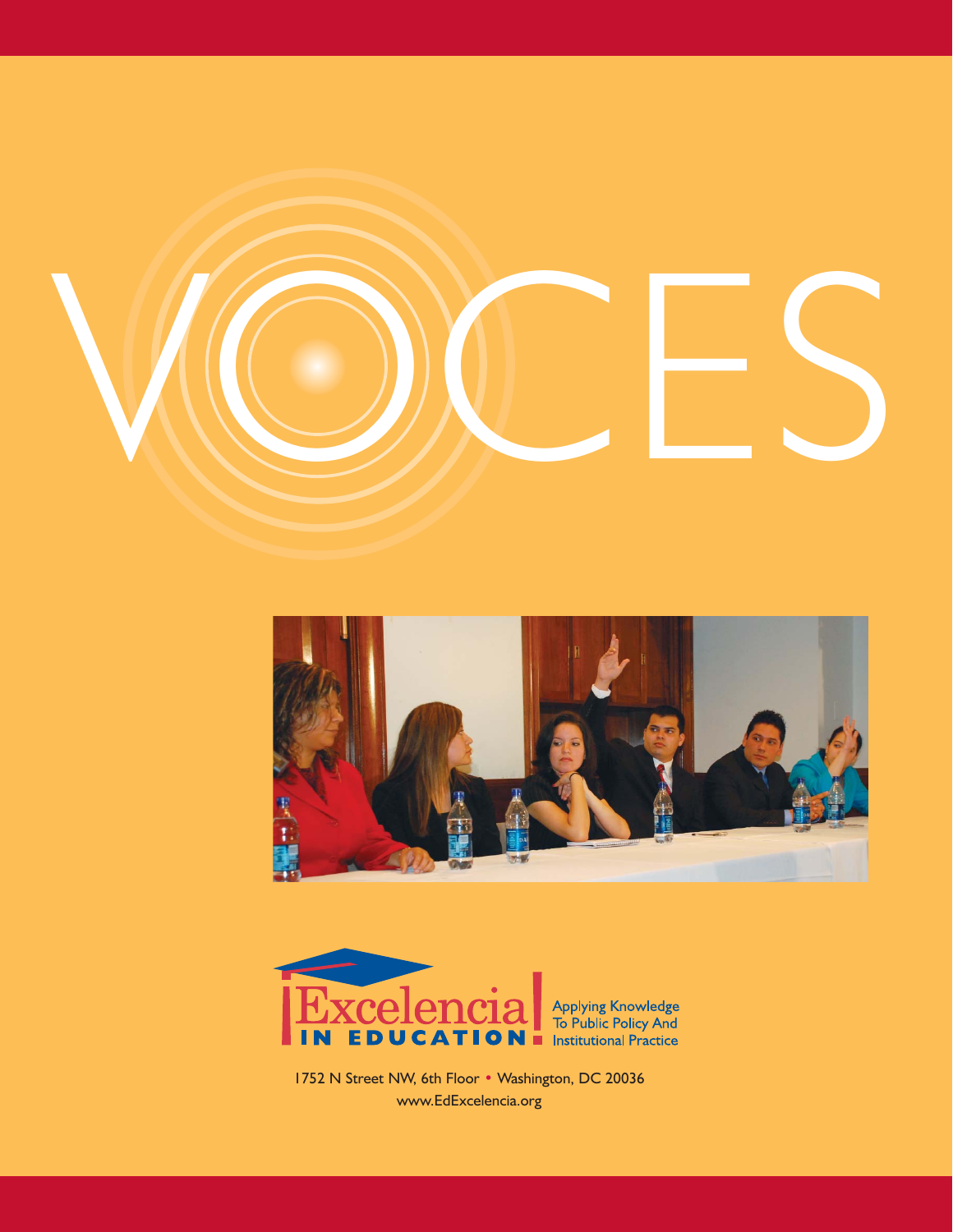# VOCES

¡Excelencia IN EDUCATION!

Applying Knowledge To Public Policy And Institutional Practice

1752 N Street NW, 6th Floor • Washington, DC 20036

www.EdExcelencia.org